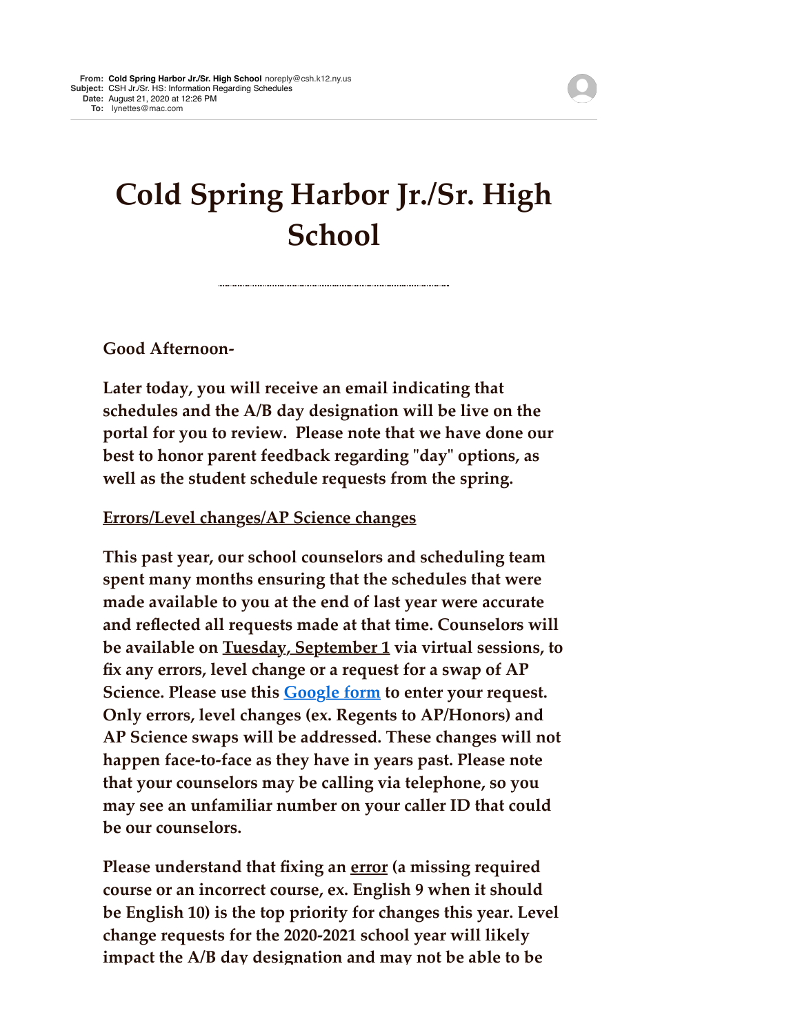**From:** **Cold Spring Harbor Jr./Sr. High School** noreply@csh.k12.ny.us
**Subject:** CSH Jr./Sr. HS: Information Regarding Schedules
**Date:** August 21, 2020 at 12:26 PM
**To:** lynettes@mac.com

# Cold Spring Harbor Jr./Sr. High School

---

**Good Afternoon-**

**Later today, you will receive an email indicating that schedules and the A/B day designation will be live on the portal for you to review. Please note that we have done our best to honor parent feedback regarding "day" options, as well as the student schedule requests from the spring.**

**<u>Errors/Level changes/AP Science changes</u>**

**This past year, our school counselors and scheduling team spent many months ensuring that the schedules that were made available to you at the end of last year were accurate and reflected all requests made at that time. Counselors will be available on <u>Tuesday, September 1</u> via virtual sessions, to fix any errors, level change or a request for a swap of AP Science. Please use this [Google form]() to enter your request. Only errors, level changes (ex. Regents to AP/Honors) and AP Science swaps will be addressed. These changes will not happen face-to-face as they have in years past. Please note that your counselors may be calling via telephone, so you may see an unfamiliar number on your caller ID that could be our counselors.**

**Please understand that fixing an <u>error</u> (a missing required course or an incorrect course, ex. English 9 when it should be English 10) is the top priority for changes this year. Level change requests for the 2020-2021 school year will likely impact the A/B day designation and may not be able to be**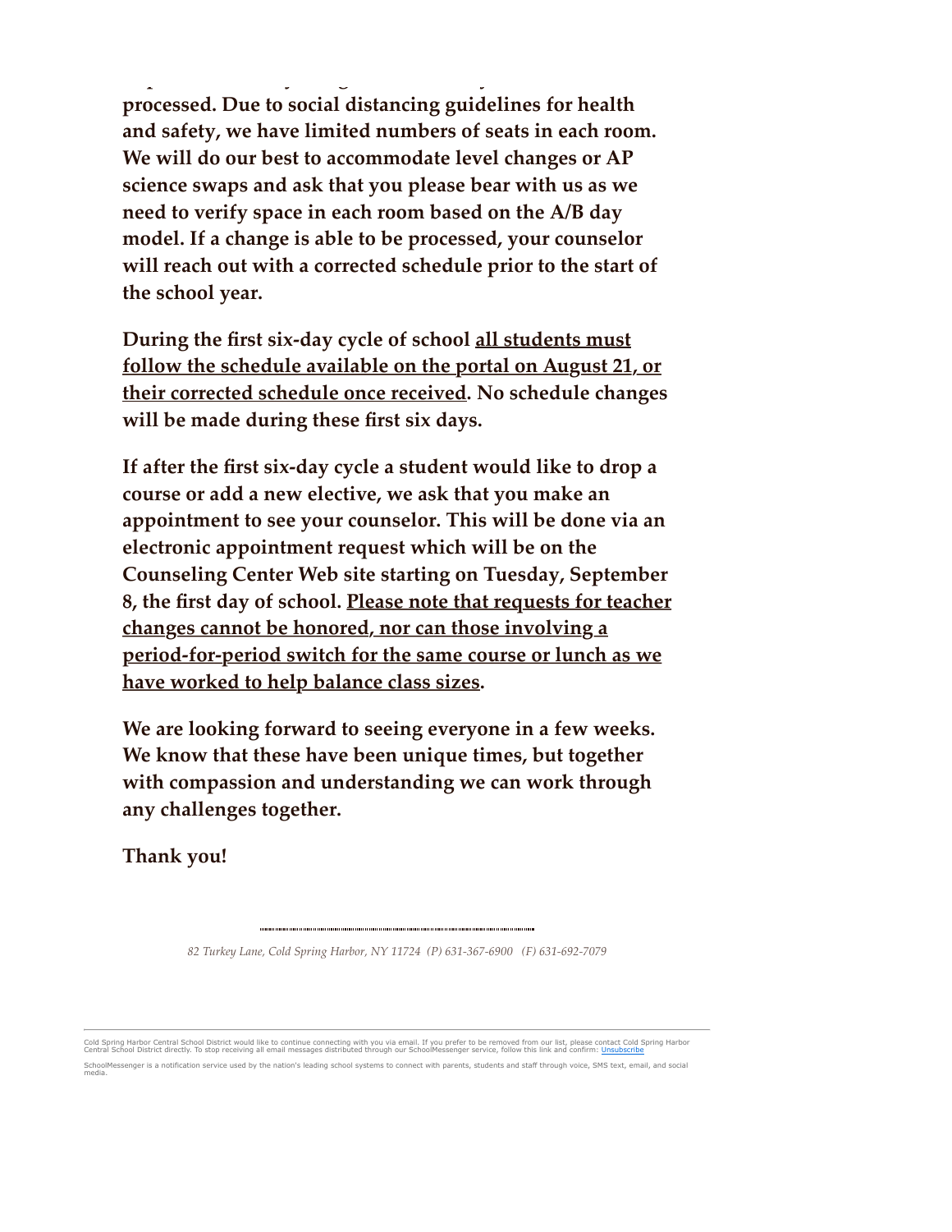processed. Due to social distancing guidelines for health and safety, we have limited numbers of seats in each room. We will do our best to accommodate level changes or AP science swaps and ask that you please bear with us as we need to verify space in each room based on the A/B day model. If a change is able to be processed, your counselor will reach out with a corrected schedule prior to the start of the school year.

During the first six-day cycle of school all students must follow the schedule available on the portal on August 21, or their corrected schedule once received. No schedule changes will be made during these first six days.

If after the first six-day cycle a student would like to drop a course or add a new elective, we ask that you make an appointment to see your counselor. This will be done via an electronic appointment request which will be on the Counseling Center Web site starting on Tuesday, September 8, the first day of school. Please note that requests for teacher changes cannot be honored, nor can those involving a period-for-period switch for the same course or lunch as we have worked to help balance class sizes.

We are looking forward to seeing everyone in a few weeks. We know that these have been unique times, but together with compassion and understanding we can work through any challenges together.

Thank you!

*82 Turkey Lane, Cold Spring Harbor, NY 11724 (P) 631-367-6900 (F) 631-692-7079*

---

Cold Spring Harbor Central School District would like to continue connecting with you via email. If you prefer to be removed from our list, please contact Cold Spring Harbor Central School District directly. To stop receiving all email messages distributed through our SchoolMessenger service, follow this link and confirm: Unsubscribe

SchoolMessenger is a notification service used by the nation's leading school systems to connect with parents, students and staff through voice, SMS text, email, and social media.